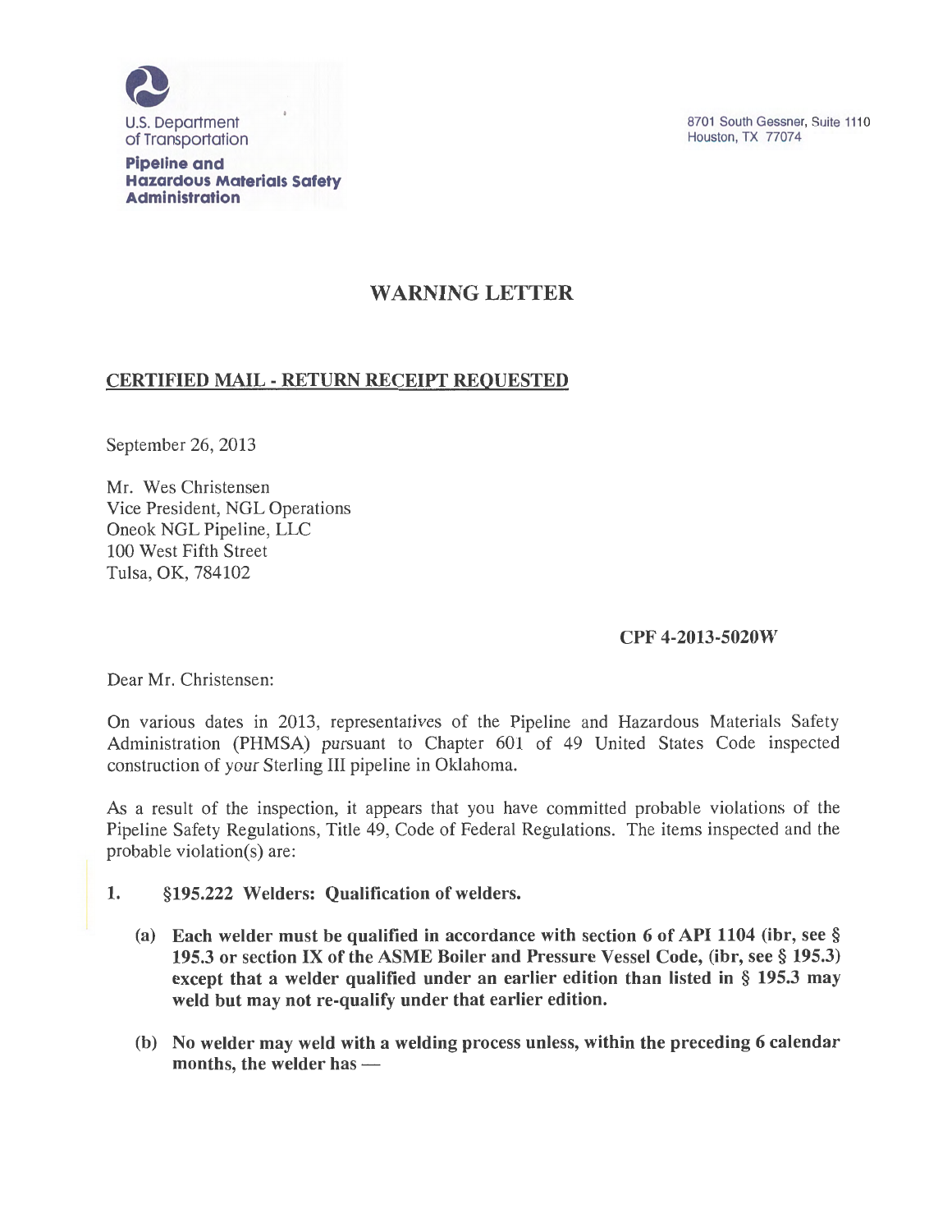U.S. Department of Transportation

**Pipeline and Hazardous Materials Safety Administration**

8701 South Gessner, Suite 1110
Houston, TX 77074

# WARNING LETTER

## CERTIFIED MAIL - RETURN RECEIPT REQUESTED

September 26, 2013

Mr. Wes Christensen
Vice President, NGL Operations
Oneok NGL Pipeline, LLC
100 West Fifth Street
Tulsa, OK, 784102

**CPF 4-2013-5020W**

Dear Mr. Christensen:

On various dates in 2013, representatives of the Pipeline and Hazardous Materials Safety Administration (PHMSA) pursuant to Chapter 601 of 49 United States Code inspected construction of your Sterling III pipeline in Oklahoma.

As a result of the inspection, it appears that you have committed probable violations of the Pipeline Safety Regulations, Title 49, Code of Federal Regulations. The items inspected and the probable violation(s) are:

1. **§195.222 Welders: Qualification of welders.**

   **(a) Each welder must be qualified in accordance with section 6 of API 1104 (ibr, see § 195.3 or section IX of the ASME Boiler and Pressure Vessel Code, (ibr, see § 195.3) except that a welder qualified under an earlier edition than listed in § 195.3 may weld but may not re-qualify under that earlier edition.**

   **(b) No welder may weld with a welding process unless, within the preceding 6 calendar months, the welder has —**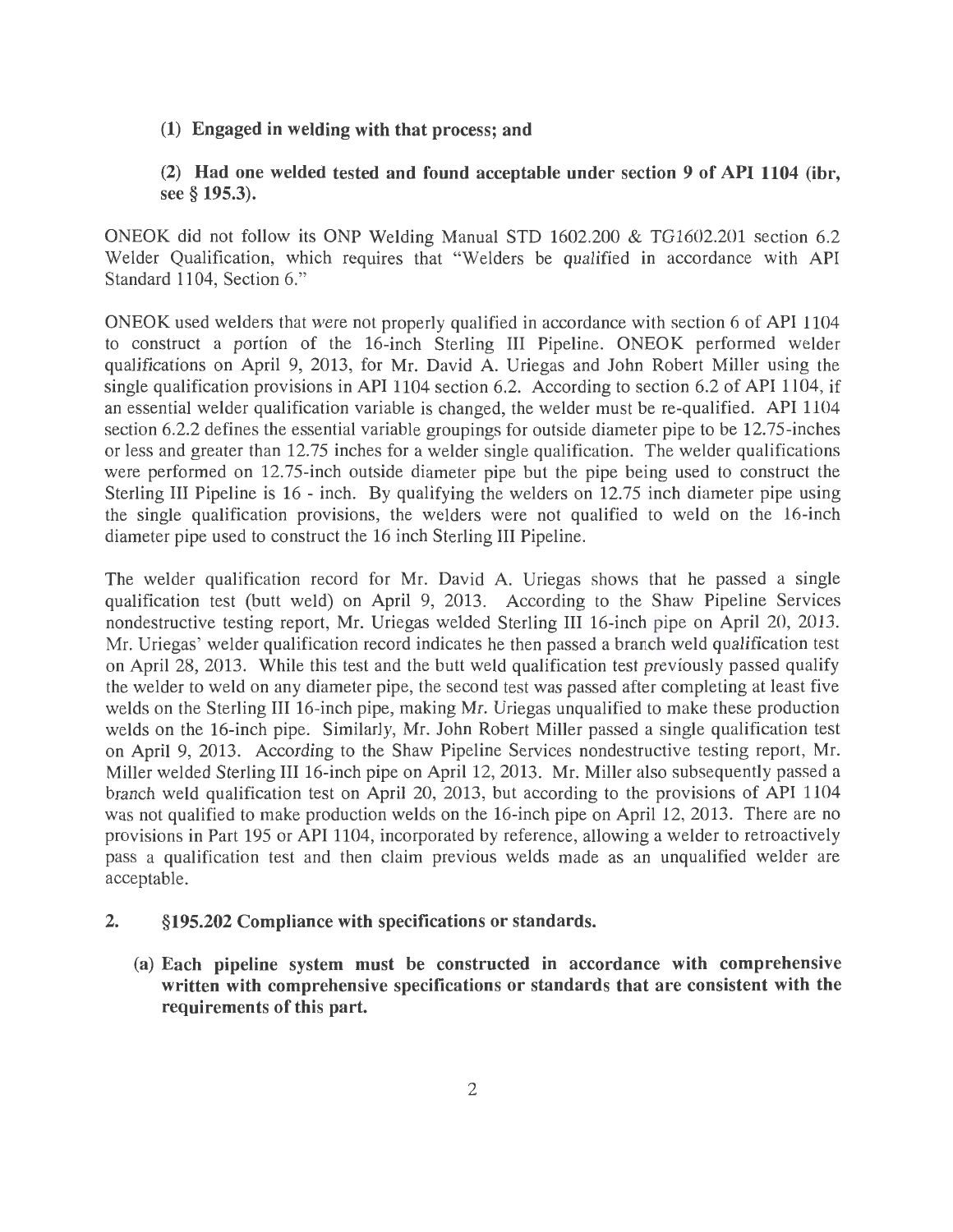**(1) Engaged in welding with that process; and**

**(2) Had one welded tested and found acceptable under section 9 of API 1104 (ibr, see § 195.3).**

ONEOK did not follow its ONP Welding Manual STD 1602.200 & TG1602.201 section 6.2 Welder Qualification, which requires that "Welders be qualified in accordance with API Standard 1104, Section 6."

ONEOK used welders that were not properly qualified in accordance with section 6 of API 1104 to construct a portion of the 16-inch Sterling III Pipeline. ONEOK performed welder qualifications on April 9, 2013, for Mr. David A. Uriegas and John Robert Miller using the single qualification provisions in API 1104 section 6.2. According to section 6.2 of API 1104, if an essential welder qualification variable is changed, the welder must be re-qualified. API 1104 section 6.2.2 defines the essential variable groupings for outside diameter pipe to be 12.75-inches or less and greater than 12.75 inches for a welder single qualification. The welder qualifications were performed on 12.75-inch outside diameter pipe but the pipe being used to construct the Sterling III Pipeline is 16 - inch. By qualifying the welders on 12.75 inch diameter pipe using the single qualification provisions, the welders were not qualified to weld on the 16-inch diameter pipe used to construct the 16 inch Sterling III Pipeline.

The welder qualification record for Mr. David A. Uriegas shows that he passed a single qualification test (butt weld) on April 9, 2013. According to the Shaw Pipeline Services nondestructive testing report, Mr. Uriegas welded Sterling III 16-inch pipe on April 20, 2013. Mr. Uriegas' welder qualification record indicates he then passed a branch weld qualification test on April 28, 2013. While this test and the butt weld qualification test previously passed qualify the welder to weld on any diameter pipe, the second test was passed after completing at least five welds on the Sterling III 16-inch pipe, making Mr. Uriegas unqualified to make these production welds on the 16-inch pipe. Similarly, Mr. John Robert Miller passed a single qualification test on April 9, 2013. According to the Shaw Pipeline Services nondestructive testing report, Mr. Miller welded Sterling III 16-inch pipe on April 12, 2013. Mr. Miller also subsequently passed a branch weld qualification test on April 20, 2013, but according to the provisions of API 1104 was not qualified to make production welds on the 16-inch pipe on April 12, 2013. There are no provisions in Part 195 or API 1104, incorporated by reference, allowing a welder to retroactively pass a qualification test and then claim previous welds made as an unqualified welder are acceptable.

**2. §195.202 Compliance with specifications or standards.**

**(a) Each pipeline system must be constructed in accordance with comprehensive written with comprehensive specifications or standards that are consistent with the requirements of this part.**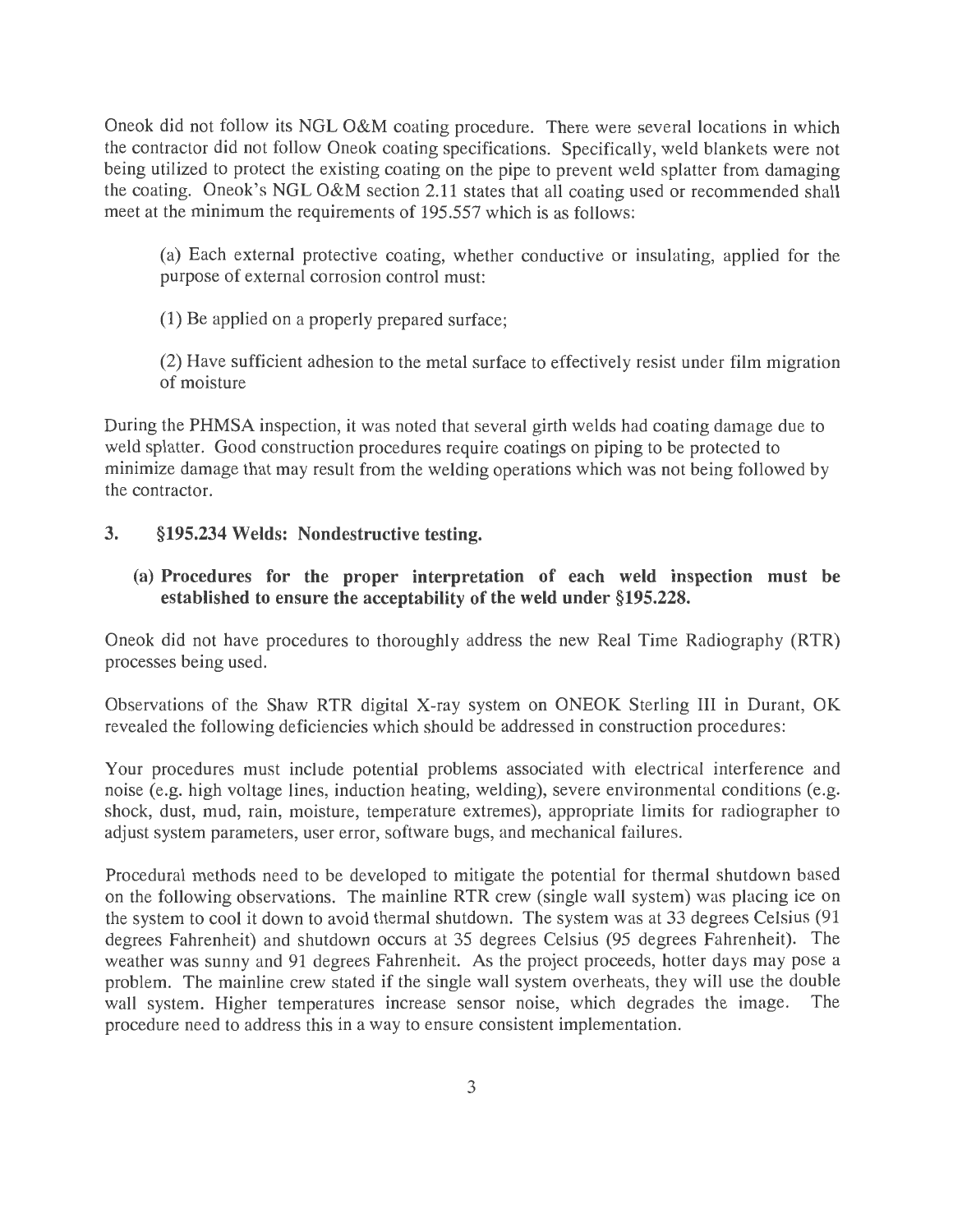Oneok did not follow its NGL O&M coating procedure. There were several locations in which the contractor did not follow Oneok coating specifications. Specifically, weld blankets were not being utilized to protect the existing coating on the pipe to prevent weld splatter from damaging the coating. Oneok's NGL O&M section 2.11 states that all coating used or recommended shall meet at the minimum the requirements of 195.557 which is as follows:

> (a) Each external protective coating, whether conductive or insulating, applied for the purpose of external corrosion control must:
>
> (1) Be applied on a properly prepared surface;
>
> (2) Have sufficient adhesion to the metal surface to effectively resist under film migration of moisture

During the PHMSA inspection, it was noted that several girth welds had coating damage due to weld splatter. Good construction procedures require coatings on piping to be protected to minimize damage that may result from the welding operations which was not being followed by the contractor.

## 3. §195.234 Welds: Nondestructive testing.

**(a) Procedures for the proper interpretation of each weld inspection must be established to ensure the acceptability of the weld under §195.228.**

Oneok did not have procedures to thoroughly address the new Real Time Radiography (RTR) processes being used.

Observations of the Shaw RTR digital X-ray system on ONEOK Sterling III in Durant, OK revealed the following deficiencies which should be addressed in construction procedures:

Your procedures must include potential problems associated with electrical interference and noise (e.g. high voltage lines, induction heating, welding), severe environmental conditions (e.g. shock, dust, mud, rain, moisture, temperature extremes), appropriate limits for radiographer to adjust system parameters, user error, software bugs, and mechanical failures.

Procedural methods need to be developed to mitigate the potential for thermal shutdown based on the following observations. The mainline RTR crew (single wall system) was placing ice on the system to cool it down to avoid thermal shutdown. The system was at 33 degrees Celsius (91 degrees Fahrenheit) and shutdown occurs at 35 degrees Celsius (95 degrees Fahrenheit). The weather was sunny and 91 degrees Fahrenheit. As the project proceeds, hotter days may pose a problem. The mainline crew stated if the single wall system overheats, they will use the double wall system. Higher temperatures increase sensor noise, which degrades the image. The procedure need to address this in a way to ensure consistent implementation.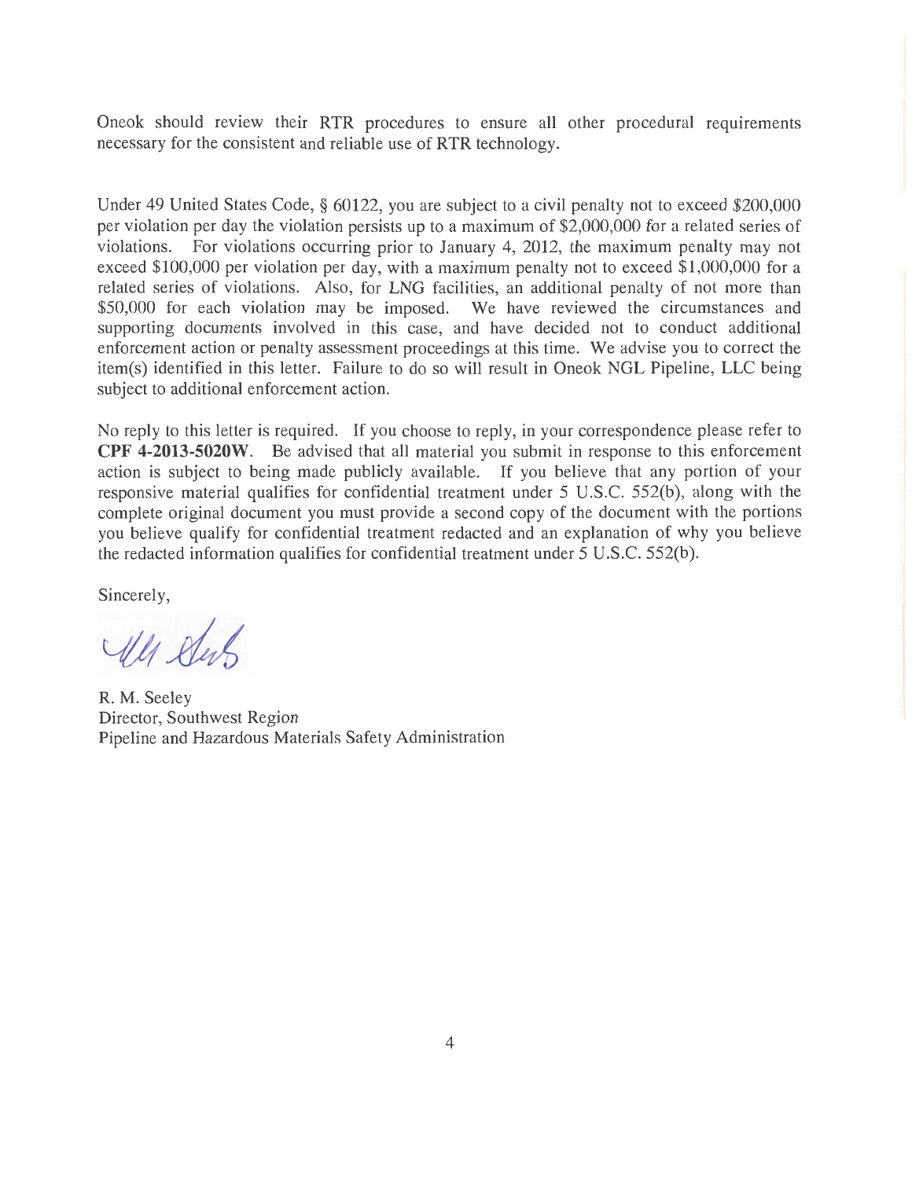Oneok should review their RTR procedures to ensure all other procedural requirements necessary for the consistent and reliable use of RTR technology.

Under 49 United States Code, § 60122, you are subject to a civil penalty not to exceed $200,000 per violation per day the violation persists up to a maximum of $2,000,000 for a related series of violations. For violations occurring prior to January 4, 2012, the maximum penalty may not exceed $100,000 per violation per day, with a maximum penalty not to exceed $1,000,000 for a related series of violations. Also, for LNG facilities, an additional penalty of not more than $50,000 for each violation may be imposed. We have reviewed the circumstances and supporting documents involved in this case, and have decided not to conduct additional enforcement action or penalty assessment proceedings at this time. We advise you to correct the item(s) identified in this letter. Failure to do so will result in Oneok NGL Pipeline, LLC being subject to additional enforcement action.

No reply to this letter is required. If you choose to reply, in your correspondence please refer to **CPF 4-2013-5020W**. Be advised that all material you submit in response to this enforcement action is subject to being made publicly available. If you believe that any portion of your responsive material qualifies for confidential treatment under 5 U.S.C. 552(b), along with the complete original document you must provide a second copy of the document with the portions you believe qualify for confidential treatment redacted and an explanation of why you believe the redacted information qualifies for confidential treatment under 5 U.S.C. 552(b).

Sincerely,

R. M. Seeley
Director, Southwest Region
Pipeline and Hazardous Materials Safety Administration